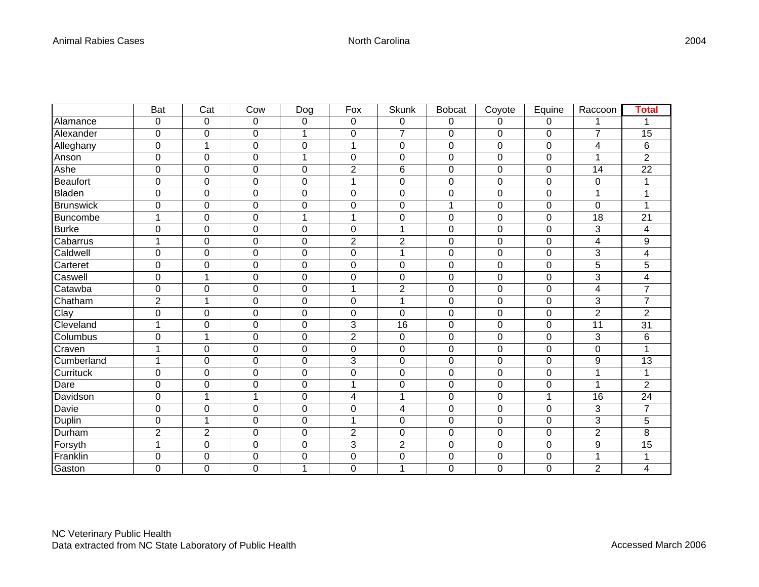Animal Rabies Cases North Carolina 2004

| | Bat | Cat | Cow | Dog | Fox | Skunk | Bobcat | Coyote | Equine | Raccoon | **Total** |
|---|---|---|---|---|---|---|---|---|---|---|---|
| Alamance | 0 | 0 | 0 | 0 | 0 | 0 | 0 | 0 | 0 | 1 | 1 |
| Alexander | 0 | 0 | 0 | 1 | 0 | 7 | 0 | 0 | 0 | 7 | 15 |
| Alleghany | 0 | 1 | 0 | 0 | 1 | 0 | 0 | 0 | 0 | 4 | 6 |
| Anson | 0 | 0 | 0 | 1 | 0 | 0 | 0 | 0 | 0 | 1 | 2 |
| Ashe | 0 | 0 | 0 | 0 | 2 | 6 | 0 | 0 | 0 | 14 | 22 |
| Beaufort | 0 | 0 | 0 | 0 | 1 | 0 | 0 | 0 | 0 | 0 | 1 |
| Bladen | 0 | 0 | 0 | 0 | 0 | 0 | 0 | 0 | 0 | 1 | 1 |
| Brunswick | 0 | 0 | 0 | 0 | 0 | 0 | 1 | 0 | 0 | 0 | 1 |
| Buncombe | 1 | 0 | 0 | 1 | 1 | 0 | 0 | 0 | 0 | 18 | 21 |
| Burke | 0 | 0 | 0 | 0 | 0 | 1 | 0 | 0 | 0 | 3 | 4 |
| Cabarrus | 1 | 0 | 0 | 0 | 2 | 2 | 0 | 0 | 0 | 4 | 9 |
| Caldwell | 0 | 0 | 0 | 0 | 0 | 1 | 0 | 0 | 0 | 3 | 4 |
| Carteret | 0 | 0 | 0 | 0 | 0 | 0 | 0 | 0 | 0 | 5 | 5 |
| Caswell | 0 | 1 | 0 | 0 | 0 | 0 | 0 | 0 | 0 | 3 | 4 |
| Catawba | 0 | 0 | 0 | 0 | 1 | 2 | 0 | 0 | 0 | 4 | 7 |
| Chatham | 2 | 1 | 0 | 0 | 0 | 1 | 0 | 0 | 0 | 3 | 7 |
| Clay | 0 | 0 | 0 | 0 | 0 | 0 | 0 | 0 | 0 | 2 | 2 |
| Cleveland | 1 | 0 | 0 | 0 | 3 | 16 | 0 | 0 | 0 | 11 | 31 |
| Columbus | 0 | 1 | 0 | 0 | 2 | 0 | 0 | 0 | 0 | 3 | 6 |
| Craven | 1 | 0 | 0 | 0 | 0 | 0 | 0 | 0 | 0 | 0 | 1 |
| Cumberland | 1 | 0 | 0 | 0 | 3 | 0 | 0 | 0 | 0 | 9 | 13 |
| Currituck | 0 | 0 | 0 | 0 | 0 | 0 | 0 | 0 | 0 | 1 | 1 |
| Dare | 0 | 0 | 0 | 0 | 1 | 0 | 0 | 0 | 0 | 1 | 2 |
| Davidson | 0 | 1 | 1 | 0 | 4 | 1 | 0 | 0 | 1 | 16 | 24 |
| Davie | 0 | 0 | 0 | 0 | 0 | 4 | 0 | 0 | 0 | 3 | 7 |
| Duplin | 0 | 1 | 0 | 0 | 1 | 0 | 0 | 0 | 0 | 3 | 5 |
| Durham | 2 | 2 | 0 | 0 | 2 | 0 | 0 | 0 | 0 | 2 | 8 |
| Forsyth | 1 | 0 | 0 | 0 | 3 | 2 | 0 | 0 | 0 | 9 | 15 |
| Franklin | 0 | 0 | 0 | 0 | 0 | 0 | 0 | 0 | 0 | 1 | 1 |
| Gaston | 0 | 0 | 0 | 1 | 0 | 1 | 0 | 0 | 0 | 2 | 4 |

NC Veterinary Public Health
Data extracted from NC State Laboratory of Public Health

Accessed March 2006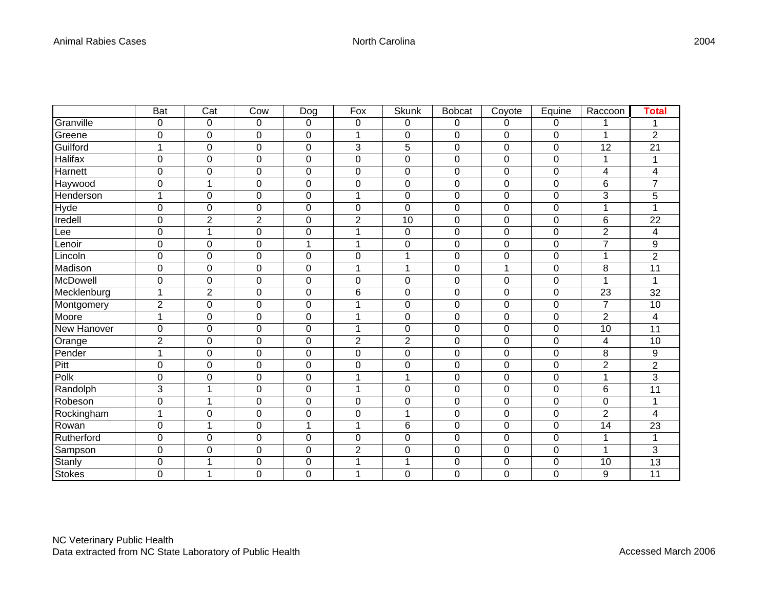| | Bat | Cat | Cow | Dog | Fox | Skunk | Bobcat | Coyote | Equine | Raccoon | **Total** |
|---|---|---|---|---|---|---|---|---|---|---|---|
| Granville | 0 | 0 | 0 | 0 | 0 | 0 | 0 | 0 | 0 | 1 | 1 |
| Greene | 0 | 0 | 0 | 0 | 1 | 0 | 0 | 0 | 0 | 1 | 2 |
| Guilford | 1 | 0 | 0 | 0 | 3 | 5 | 0 | 0 | 0 | 12 | 21 |
| Halifax | 0 | 0 | 0 | 0 | 0 | 0 | 0 | 0 | 0 | 1 | 1 |
| Harnett | 0 | 0 | 0 | 0 | 0 | 0 | 0 | 0 | 0 | 4 | 4 |
| Haywood | 0 | 1 | 0 | 0 | 0 | 0 | 0 | 0 | 0 | 6 | 7 |
| Henderson | 1 | 0 | 0 | 0 | 1 | 0 | 0 | 0 | 0 | 3 | 5 |
| Hyde | 0 | 0 | 0 | 0 | 0 | 0 | 0 | 0 | 0 | 1 | 1 |
| Iredell | 0 | 2 | 2 | 0 | 2 | 10 | 0 | 0 | 0 | 6 | 22 |
| Lee | 0 | 1 | 0 | 0 | 1 | 0 | 0 | 0 | 0 | 2 | 4 |
| Lenoir | 0 | 0 | 0 | 1 | 1 | 0 | 0 | 0 | 0 | 7 | 9 |
| Lincoln | 0 | 0 | 0 | 0 | 0 | 1 | 0 | 0 | 0 | 1 | 2 |
| Madison | 0 | 0 | 0 | 0 | 1 | 1 | 0 | 1 | 0 | 8 | 11 |
| McDowell | 0 | 0 | 0 | 0 | 0 | 0 | 0 | 0 | 0 | 1 | 1 |
| Mecklenburg | 1 | 2 | 0 | 0 | 6 | 0 | 0 | 0 | 0 | 23 | 32 |
| Montgomery | 2 | 0 | 0 | 0 | 1 | 0 | 0 | 0 | 0 | 7 | 10 |
| Moore | 1 | 0 | 0 | 0 | 1 | 0 | 0 | 0 | 0 | 2 | 4 |
| New Hanover | 0 | 0 | 0 | 0 | 1 | 0 | 0 | 0 | 0 | 10 | 11 |
| Orange | 2 | 0 | 0 | 0 | 2 | 2 | 0 | 0 | 0 | 4 | 10 |
| Pender | 1 | 0 | 0 | 0 | 0 | 0 | 0 | 0 | 0 | 8 | 9 |
| Pitt | 0 | 0 | 0 | 0 | 0 | 0 | 0 | 0 | 0 | 2 | 2 |
| Polk | 0 | 0 | 0 | 0 | 1 | 1 | 0 | 0 | 0 | 1 | 3 |
| Randolph | 3 | 1 | 0 | 0 | 1 | 0 | 0 | 0 | 0 | 6 | 11 |
| Robeson | 0 | 1 | 0 | 0 | 0 | 0 | 0 | 0 | 0 | 0 | 1 |
| Rockingham | 1 | 0 | 0 | 0 | 0 | 1 | 0 | 0 | 0 | 2 | 4 |
| Rowan | 0 | 1 | 0 | 1 | 1 | 6 | 0 | 0 | 0 | 14 | 23 |
| Rutherford | 0 | 0 | 0 | 0 | 0 | 0 | 0 | 0 | 0 | 1 | 1 |
| Sampson | 0 | 0 | 0 | 0 | 2 | 0 | 0 | 0 | 0 | 1 | 3 |
| Stanly | 0 | 1 | 0 | 0 | 1 | 1 | 0 | 0 | 0 | 10 | 13 |
| Stokes | 0 | 1 | 0 | 0 | 1 | 0 | 0 | 0 | 0 | 9 | 11 |

NC Veterinary Public Health
Data extracted from NC State Laboratory of Public Health

Accessed March 2006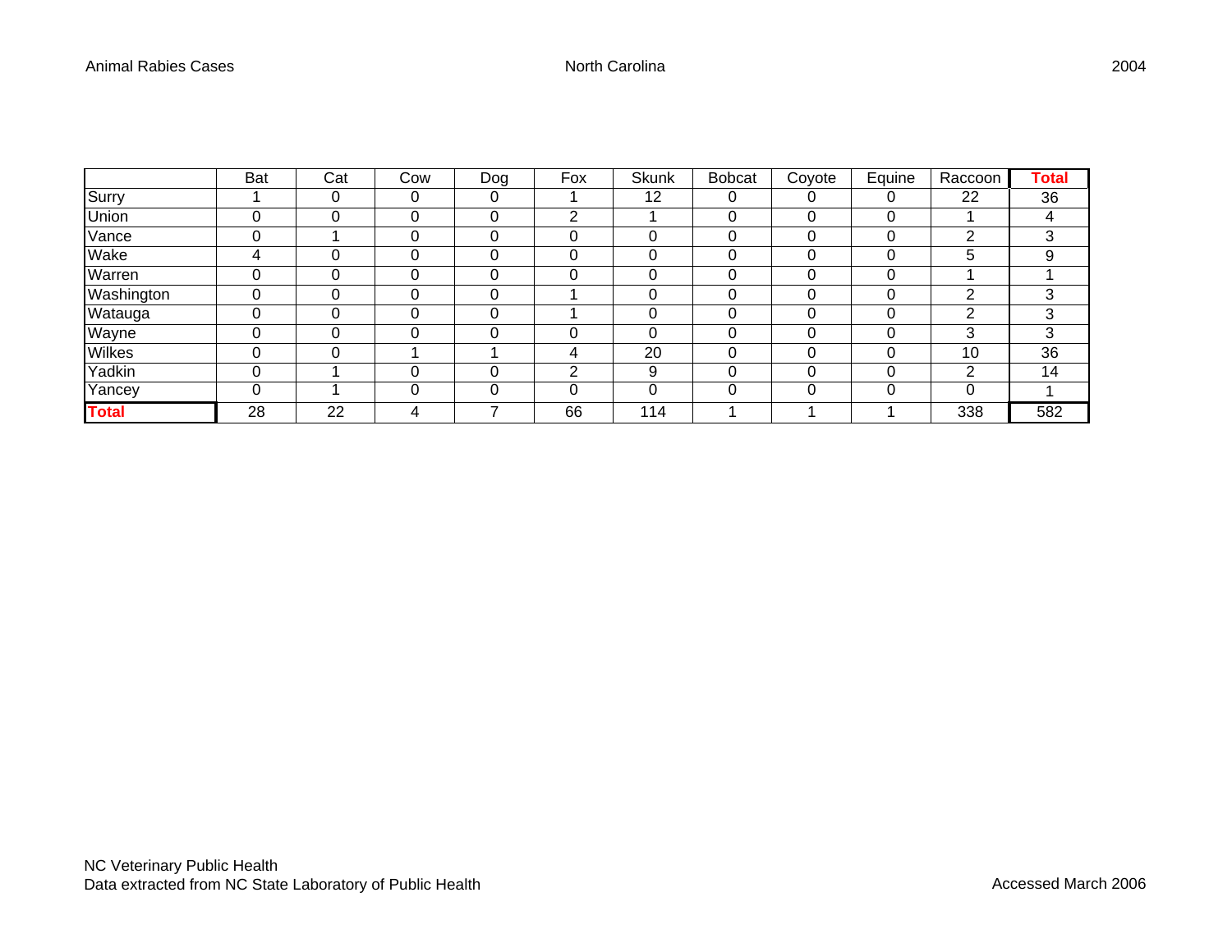| | Bat | Cat | Cow | Dog | Fox | Skunk | Bobcat | Coyote | Equine | Raccoon | **Total** |
|---|---|---|---|---|---|---|---|---|---|---|---|
| Surry | 1 | 0 | 0 | 0 | 1 | 12 | 0 | 0 | 0 | 22 | 36 |
| Union | 0 | 0 | 0 | 0 | 2 | 1 | 0 | 0 | 0 | 1 | 4 |
| Vance | 0 | 1 | 0 | 0 | 0 | 0 | 0 | 0 | 0 | 2 | 3 |
| Wake | 4 | 0 | 0 | 0 | 0 | 0 | 0 | 0 | 0 | 5 | 9 |
| Warren | 0 | 0 | 0 | 0 | 0 | 0 | 0 | 0 | 0 | 1 | 1 |
| Washington | 0 | 0 | 0 | 0 | 1 | 0 | 0 | 0 | 0 | 2 | 3 |
| Watauga | 0 | 0 | 0 | 0 | 1 | 0 | 0 | 0 | 0 | 2 | 3 |
| Wayne | 0 | 0 | 0 | 0 | 0 | 0 | 0 | 0 | 0 | 3 | 3 |
| Wilkes | 0 | 0 | 1 | 1 | 4 | 20 | 0 | 0 | 0 | 10 | 36 |
| Yadkin | 0 | 1 | 0 | 0 | 2 | 9 | 0 | 0 | 0 | 2 | 14 |
| Yancey | 0 | 1 | 0 | 0 | 0 | 0 | 0 | 0 | 0 | 0 | 1 |
| **Total** | 28 | 22 | 4 | 7 | 66 | 114 | 1 | 1 | 1 | 338 | 582 |

NC Veterinary Public Health
Data extracted from NC State Laboratory of Public Health

Accessed March 2006